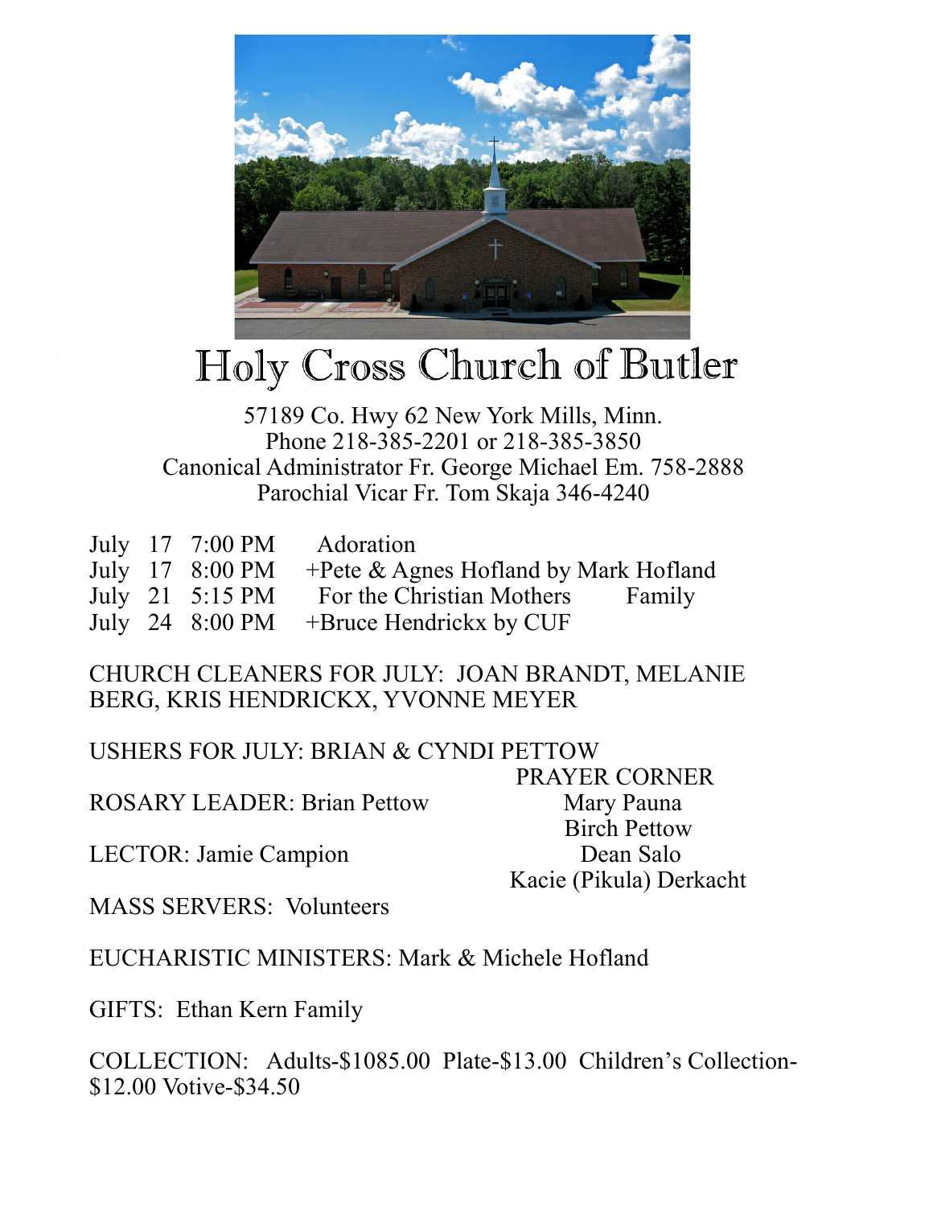# Holy Cross Church of Butler

57189 Co. Hwy 62 New York Mills, Minn.
Phone 218-385-2201 or 218-385-3850
Canonical Administrator Fr. George Michael Em. 758-2888
Parochial Vicar Fr. Tom Skaja 346-4240

| | | | |
|---|---|---|---|
| July | 17 | 7:00 PM | Adoration |
| July | 17 | 8:00 PM | +Pete & Agnes Hofland by Mark Hofland |
| July | 21 | 5:15 PM | For the Christian Mothers Family |
| July | 24 | 8:00 PM | +Bruce Hendrickx by CUF |

CHURCH CLEANERS FOR JULY: JOAN BRANDT, MELANIE BERG, KRIS HENDRICKX, YVONNE MEYER

USHERS FOR JULY: BRIAN & CYNDI PETTOW

ROSARY LEADER: Brian Pettow

LECTOR: Jamie Campion

MASS SERVERS: Volunteers

EUCHARISTIC MINISTERS: Mark & Michele Hofland

GIFTS: Ethan Kern Family

COLLECTION: Adults-$1085.00 Plate-$13.00 Children's Collection-$12.00 Votive-$34.50

PRAYER CORNER
Mary Pauna
Birch Pettow
Dean Salo
Kacie (Pikula) Derkacht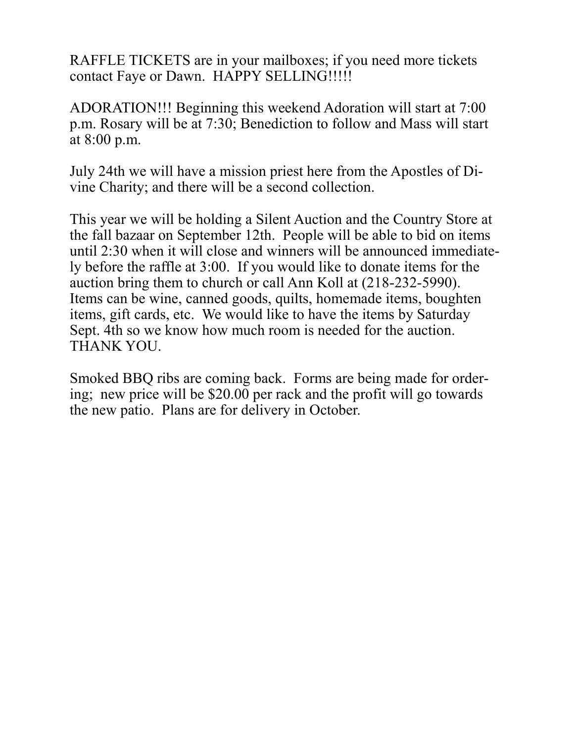RAFFLE TICKETS are in your mailboxes; if you need more tickets contact Faye or Dawn. HAPPY SELLING!!!!!

ADORATION!!! Beginning this weekend Adoration will start at 7:00 p.m. Rosary will be at 7:30; Benediction to follow and Mass will start at 8:00 p.m.

July 24th we will have a mission priest here from the Apostles of Divine Charity; and there will be a second collection.

This year we will be holding a Silent Auction and the Country Store at the fall bazaar on September 12th. People will be able to bid on items until 2:30 when it will close and winners will be announced immediately before the raffle at 3:00. If you would like to donate items for the auction bring them to church or call Ann Koll at (218-232-5990). Items can be wine, canned goods, quilts, homemade items, boughten items, gift cards, etc. We would like to have the items by Saturday Sept. 4th so we know how much room is needed for the auction. THANK YOU.

Smoked BBQ ribs are coming back. Forms are being made for ordering; new price will be $20.00 per rack and the profit will go towards the new patio. Plans are for delivery in October.